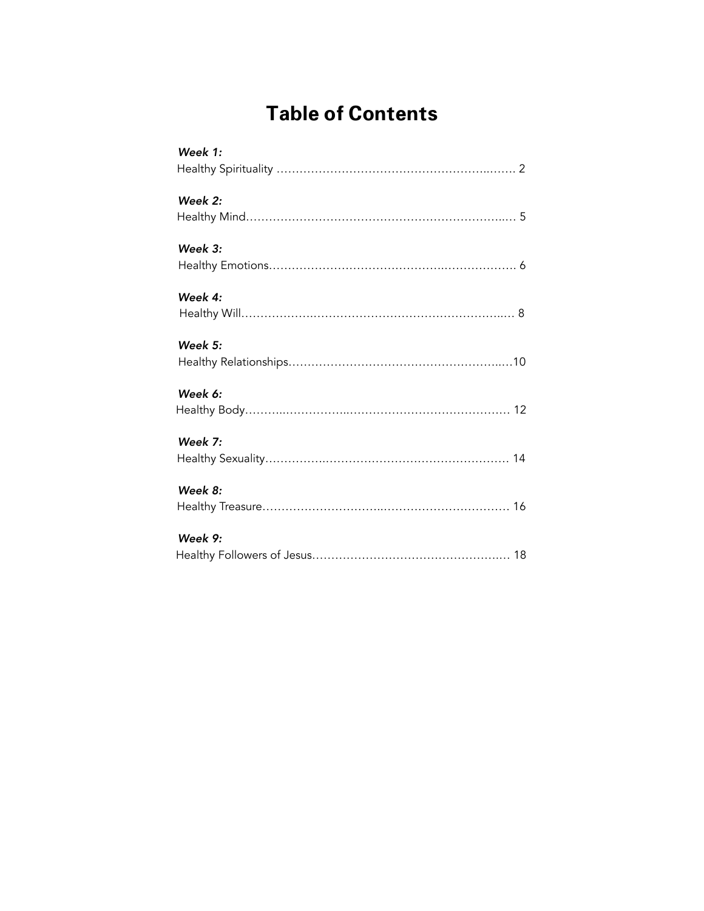# Table of Contents

*Week 1:*
Healthy Spirituality ........................................................... 2

*Week 2:*
Healthy Mind........................................................................ 5

*Week 3:*
Healthy Emotions.................................................................. 6

*Week 4:*
Healthy Will........................................................................... 8

*Week 5:*
Healthy Relationships...........................................................10

*Week 6:*
Healthy Body......................................................................... 12

*Week 7:*
Healthy Sexuality.................................................................. 14

*Week 8:*
Healthy Treasure.................................................................. 16

*Week 9:*
Healthy Followers of Jesus.................................................... 18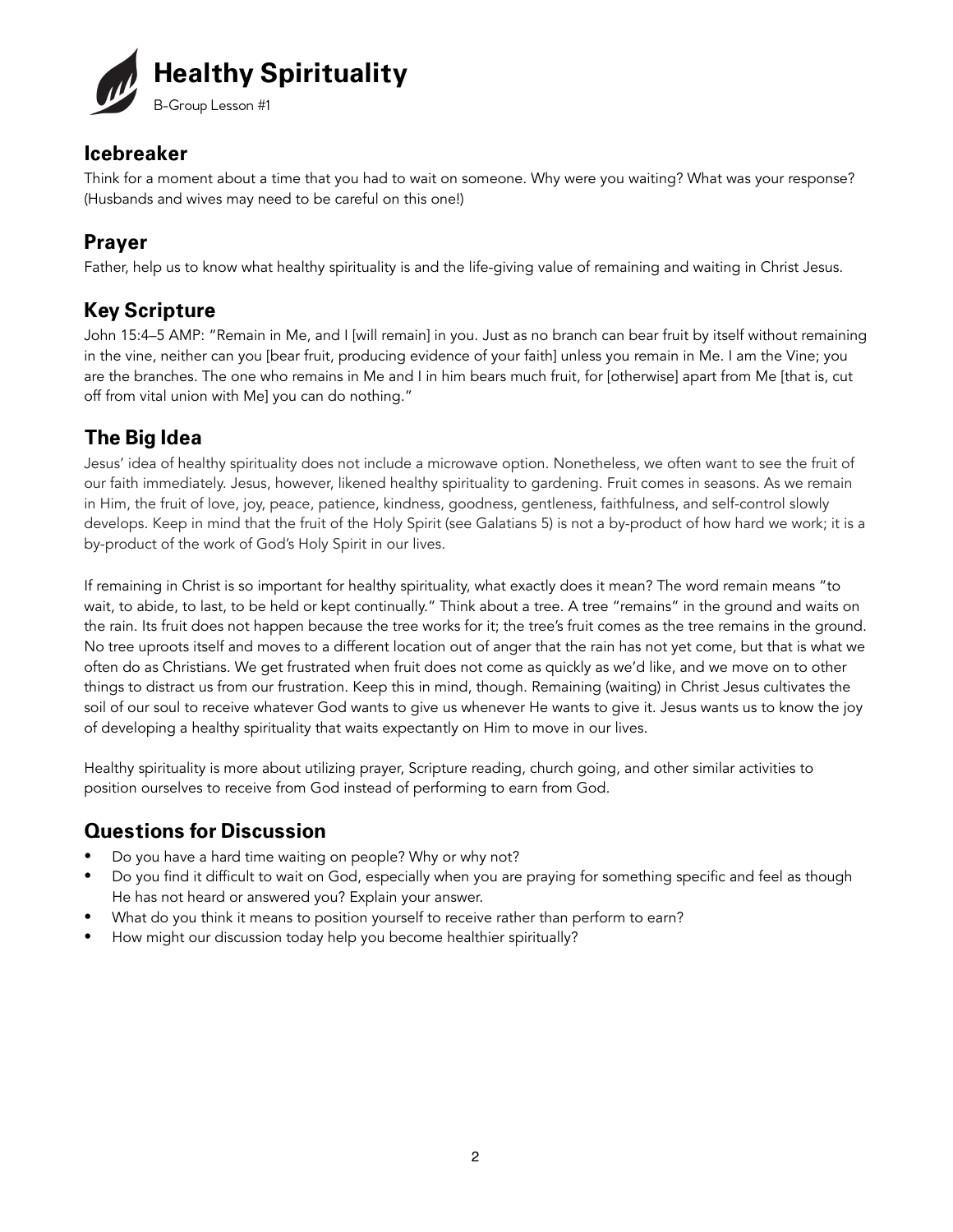# Healthy Spirituality

B-Group Lesson #1

## Icebreaker

Think for a moment about a time that you had to wait on someone. Why were you waiting? What was your response? (Husbands and wives may need to be careful on this one!)

## Prayer

Father, help us to know what healthy spirituality is and the life-giving value of remaining and waiting in Christ Jesus.

## Key Scripture

John 15:4–5 AMP: "Remain in Me, and I [will remain] in you. Just as no branch can bear fruit by itself without remaining in the vine, neither can you [bear fruit, producing evidence of your faith] unless you remain in Me. I am the Vine; you are the branches. The one who remains in Me and I in him bears much fruit, for [otherwise] apart from Me [that is, cut off from vital union with Me] you can do nothing."

## The Big Idea

Jesus' idea of healthy spirituality does not include a microwave option. Nonetheless, we often want to see the fruit of our faith immediately. Jesus, however, likened healthy spirituality to gardening. Fruit comes in seasons. As we remain in Him, the fruit of love, joy, peace, patience, kindness, goodness, gentleness, faithfulness, and self-control slowly develops. Keep in mind that the fruit of the Holy Spirit (see Galatians 5) is not a by-product of how hard we work; it is a by-product of the work of God's Holy Spirit in our lives.

If remaining in Christ is so important for healthy spirituality, what exactly does it mean? The word remain means "to wait, to abide, to last, to be held or kept continually." Think about a tree. A tree "remains" in the ground and waits on the rain. Its fruit does not happen because the tree works for it; the tree's fruit comes as the tree remains in the ground. No tree uproots itself and moves to a different location out of anger that the rain has not yet come, but that is what we often do as Christians. We get frustrated when fruit does not come as quickly as we'd like, and we move on to other things to distract us from our frustration. Keep this in mind, though. Remaining (waiting) in Christ Jesus cultivates the soil of our soul to receive whatever God wants to give us whenever He wants to give it. Jesus wants us to know the joy of developing a healthy spirituality that waits expectantly on Him to move in our lives.

Healthy spirituality is more about utilizing prayer, Scripture reading, church going, and other similar activities to position ourselves to receive from God instead of performing to earn from God.

## Questions for Discussion

- Do you have a hard time waiting on people? Why or why not?
- Do you find it difficult to wait on God, especially when you are praying for something specific and feel as though He has not heard or answered you? Explain your answer.
- What do you think it means to position yourself to receive rather than perform to earn?
- How might our discussion today help you become healthier spiritually?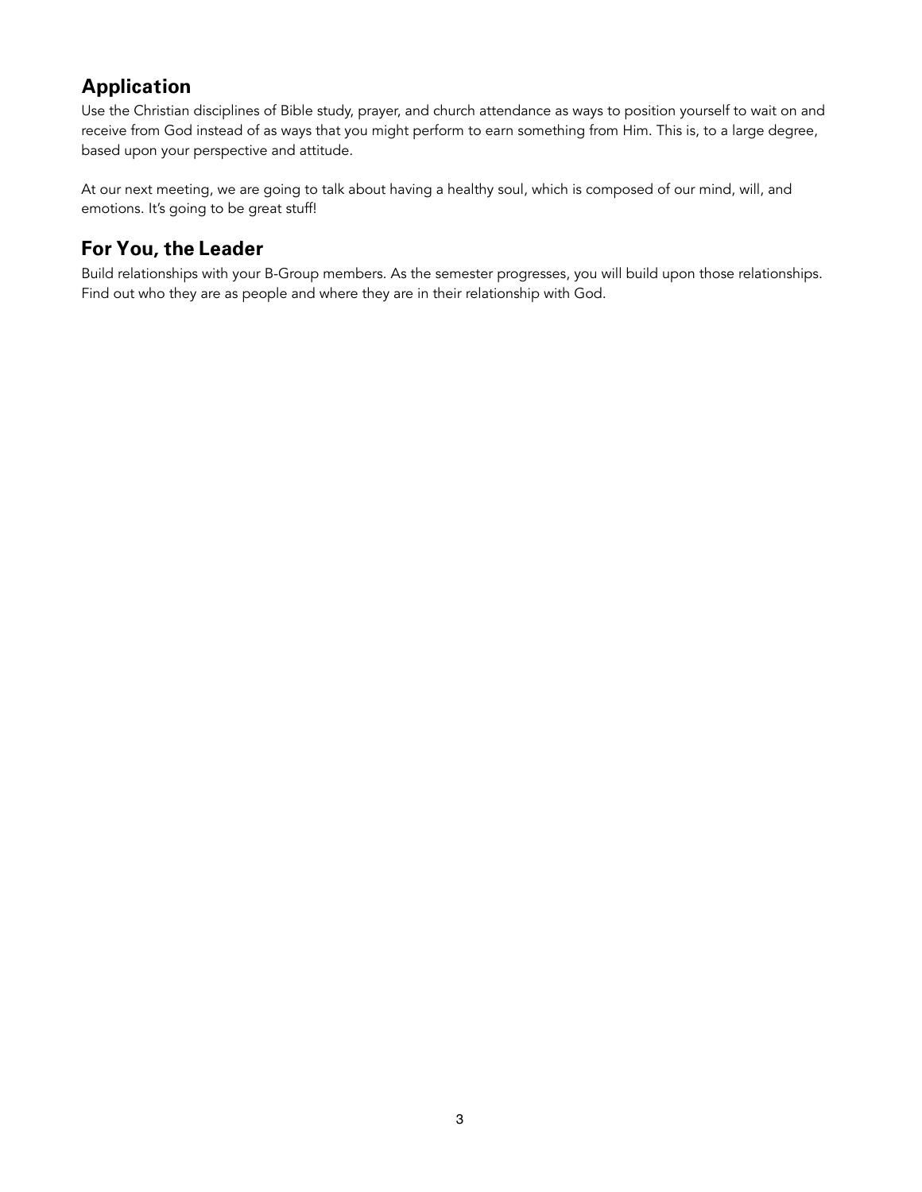## Application

Use the Christian disciplines of Bible study, prayer, and church attendance as ways to position yourself to wait on and receive from God instead of as ways that you might perform to earn something from Him. This is, to a large degree, based upon your perspective and attitude.

At our next meeting, we are going to talk about having a healthy soul, which is composed of our mind, will, and emotions. It's going to be great stuff!

## For You, the Leader

Build relationships with your B-Group members. As the semester progresses, you will build upon those relationships. Find out who they are as people and where they are in their relationship with God.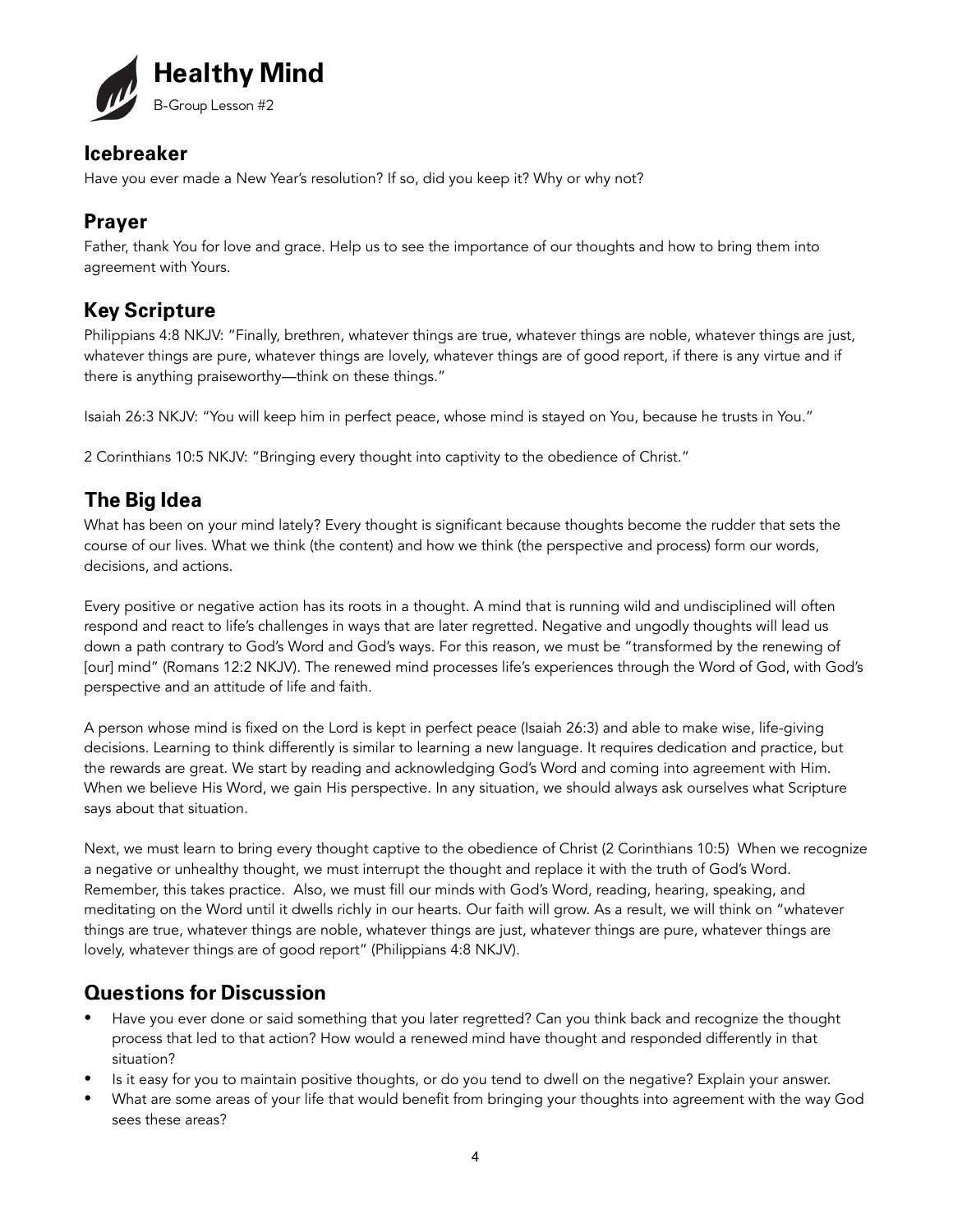# Healthy Mind

B-Group Lesson #2

## Icebreaker

Have you ever made a New Year's resolution? If so, did you keep it? Why or why not?

## Prayer

Father, thank You for love and grace. Help us to see the importance of our thoughts and how to bring them into agreement with Yours.

## Key Scripture

Philippians 4:8 NKJV: "Finally, brethren, whatever things are true, whatever things are noble, whatever things are just, whatever things are pure, whatever things are lovely, whatever things are of good report, if there is any virtue and if there is anything praiseworthy—think on these things."

Isaiah 26:3 NKJV: "You will keep him in perfect peace, whose mind is stayed on You, because he trusts in You."

2 Corinthians 10:5 NKJV: "Bringing every thought into captivity to the obedience of Christ."

## The Big Idea

What has been on your mind lately? Every thought is significant because thoughts become the rudder that sets the course of our lives. What we think (the content) and how we think (the perspective and process) form our words, decisions, and actions.

Every positive or negative action has its roots in a thought. A mind that is running wild and undisciplined will often respond and react to life's challenges in ways that are later regretted. Negative and ungodly thoughts will lead us down a path contrary to God's Word and God's ways. For this reason, we must be "transformed by the renewing of [our] mind" (Romans 12:2 NKJV). The renewed mind processes life's experiences through the Word of God, with God's perspective and an attitude of life and faith.

A person whose mind is fixed on the Lord is kept in perfect peace (Isaiah 26:3) and able to make wise, life-giving decisions. Learning to think differently is similar to learning a new language. It requires dedication and practice, but the rewards are great. We start by reading and acknowledging God's Word and coming into agreement with Him. When we believe His Word, we gain His perspective. In any situation, we should always ask ourselves what Scripture says about that situation.

Next, we must learn to bring every thought captive to the obedience of Christ (2 Corinthians 10:5) When we recognize a negative or unhealthy thought, we must interrupt the thought and replace it with the truth of God's Word. Remember, this takes practice. Also, we must fill our minds with God's Word, reading, hearing, speaking, and meditating on the Word until it dwells richly in our hearts. Our faith will grow. As a result, we will think on "whatever things are true, whatever things are noble, whatever things are just, whatever things are pure, whatever things are lovely, whatever things are of good report" (Philippians 4:8 NKJV).

## Questions for Discussion

- Have you ever done or said something that you later regretted? Can you think back and recognize the thought process that led to that action? How would a renewed mind have thought and responded differently in that situation?
- Is it easy for you to maintain positive thoughts, or do you tend to dwell on the negative? Explain your answer.
- What are some areas of your life that would benefit from bringing your thoughts into agreement with the way God sees these areas?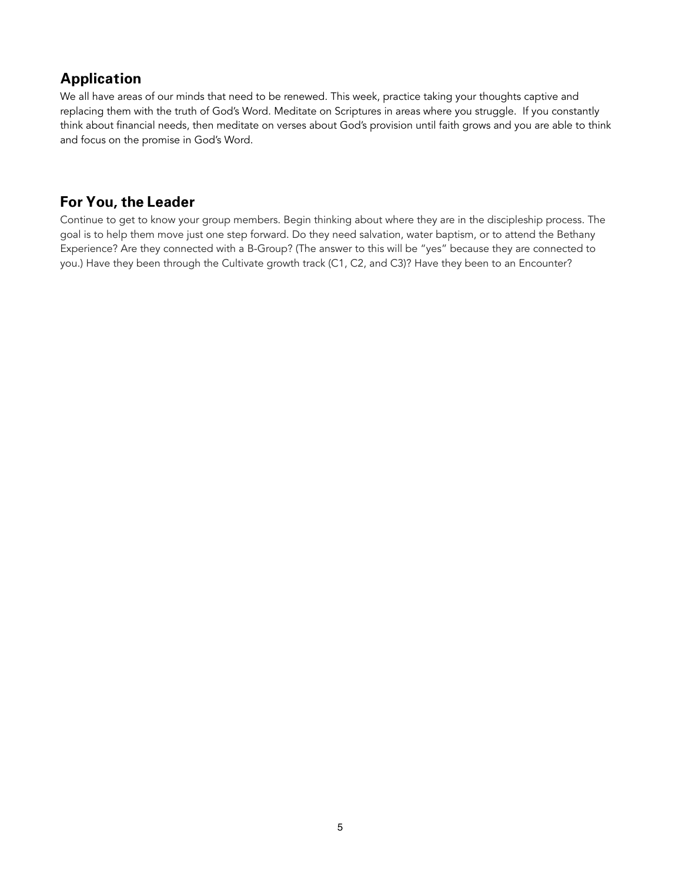## Application

We all have areas of our minds that need to be renewed. This week, practice taking your thoughts captive and replacing them with the truth of God's Word. Meditate on Scriptures in areas where you struggle. If you constantly think about financial needs, then meditate on verses about God's provision until faith grows and you are able to think and focus on the promise in God's Word.

## For You, the Leader

Continue to get to know your group members. Begin thinking about where they are in the discipleship process. The goal is to help them move just one step forward. Do they need salvation, water baptism, or to attend the Bethany Experience? Are they connected with a B-Group? (The answer to this will be "yes" because they are connected to you.) Have they been through the Cultivate growth track (C1, C2, and C3)? Have they been to an Encounter?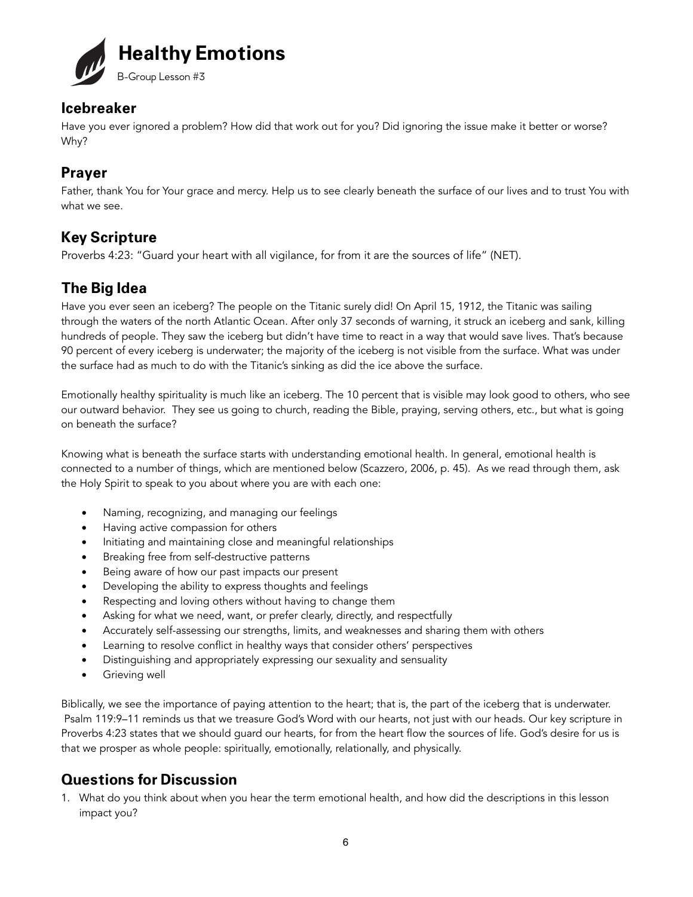# Healthy Emotions

B-Group Lesson #3

## Icebreaker

Have you ever ignored a problem? How did that work out for you? Did ignoring the issue make it better or worse? Why?

## Prayer

Father, thank You for Your grace and mercy. Help us to see clearly beneath the surface of our lives and to trust You with what we see.

## Key Scripture

Proverbs 4:23: "Guard your heart with all vigilance, for from it are the sources of life" (NET).

## The Big Idea

Have you ever seen an iceberg? The people on the Titanic surely did! On April 15, 1912, the Titanic was sailing through the waters of the north Atlantic Ocean. After only 37 seconds of warning, it struck an iceberg and sank, killing hundreds of people. They saw the iceberg but didn't have time to react in a way that would save lives. That's because 90 percent of every iceberg is underwater; the majority of the iceberg is not visible from the surface. What was under the surface had as much to do with the Titanic's sinking as did the ice above the surface.

Emotionally healthy spirituality is much like an iceberg. The 10 percent that is visible may look good to others, who see our outward behavior. They see us going to church, reading the Bible, praying, serving others, etc., but what is going on beneath the surface?

Knowing what is beneath the surface starts with understanding emotional health. In general, emotional health is connected to a number of things, which are mentioned below (Scazzero, 2006, p. 45). As we read through them, ask the Holy Spirit to speak to you about where you are with each one:

- Naming, recognizing, and managing our feelings
- Having active compassion for others
- Initiating and maintaining close and meaningful relationships
- Breaking free from self-destructive patterns
- Being aware of how our past impacts our present
- Developing the ability to express thoughts and feelings
- Respecting and loving others without having to change them
- Asking for what we need, want, or prefer clearly, directly, and respectfully
- Accurately self-assessing our strengths, limits, and weaknesses and sharing them with others
- Learning to resolve conflict in healthy ways that consider others' perspectives
- Distinguishing and appropriately expressing our sexuality and sensuality
- Grieving well

Biblically, we see the importance of paying attention to the heart; that is, the part of the iceberg that is underwater. Psalm 119:9–11 reminds us that we treasure God's Word with our hearts, not just with our heads. Our key scripture in Proverbs 4:23 states that we should guard our hearts, for from the heart flow the sources of life. God's desire for us is that we prosper as whole people: spiritually, emotionally, relationally, and physically.

## Questions for Discussion

1. What do you think about when you hear the term emotional health, and how did the descriptions in this lesson impact you?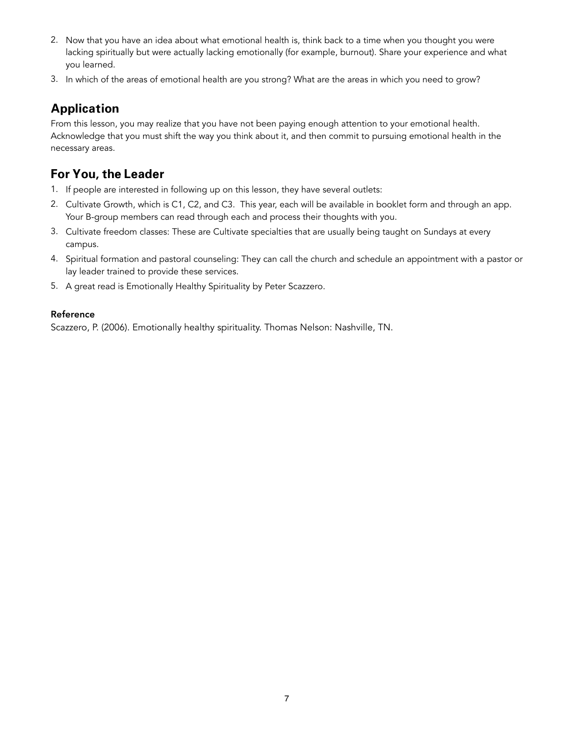2. Now that you have an idea about what emotional health is, think back to a time when you thought you were lacking spiritually but were actually lacking emotionally (for example, burnout). Share your experience and what you learned.
3. In which of the areas of emotional health are you strong? What are the areas in which you need to grow?

## Application

From this lesson, you may realize that you have not been paying enough attention to your emotional health. Acknowledge that you must shift the way you think about it, and then commit to pursuing emotional health in the necessary areas.

## For You, the Leader

1. If people are interested in following up on this lesson, they have several outlets:
2. Cultivate Growth, which is C1, C2, and C3. This year, each will be available in booklet form and through an app. Your B-group members can read through each and process their thoughts with you.
3. Cultivate freedom classes: These are Cultivate specialties that are usually being taught on Sundays at every campus.
4. Spiritual formation and pastoral counseling: They can call the church and schedule an appointment with a pastor or lay leader trained to provide these services.
5. A great read is Emotionally Healthy Spirituality by Peter Scazzero.

**Reference**

Scazzero, P. (2006). Emotionally healthy spirituality. Thomas Nelson: Nashville, TN.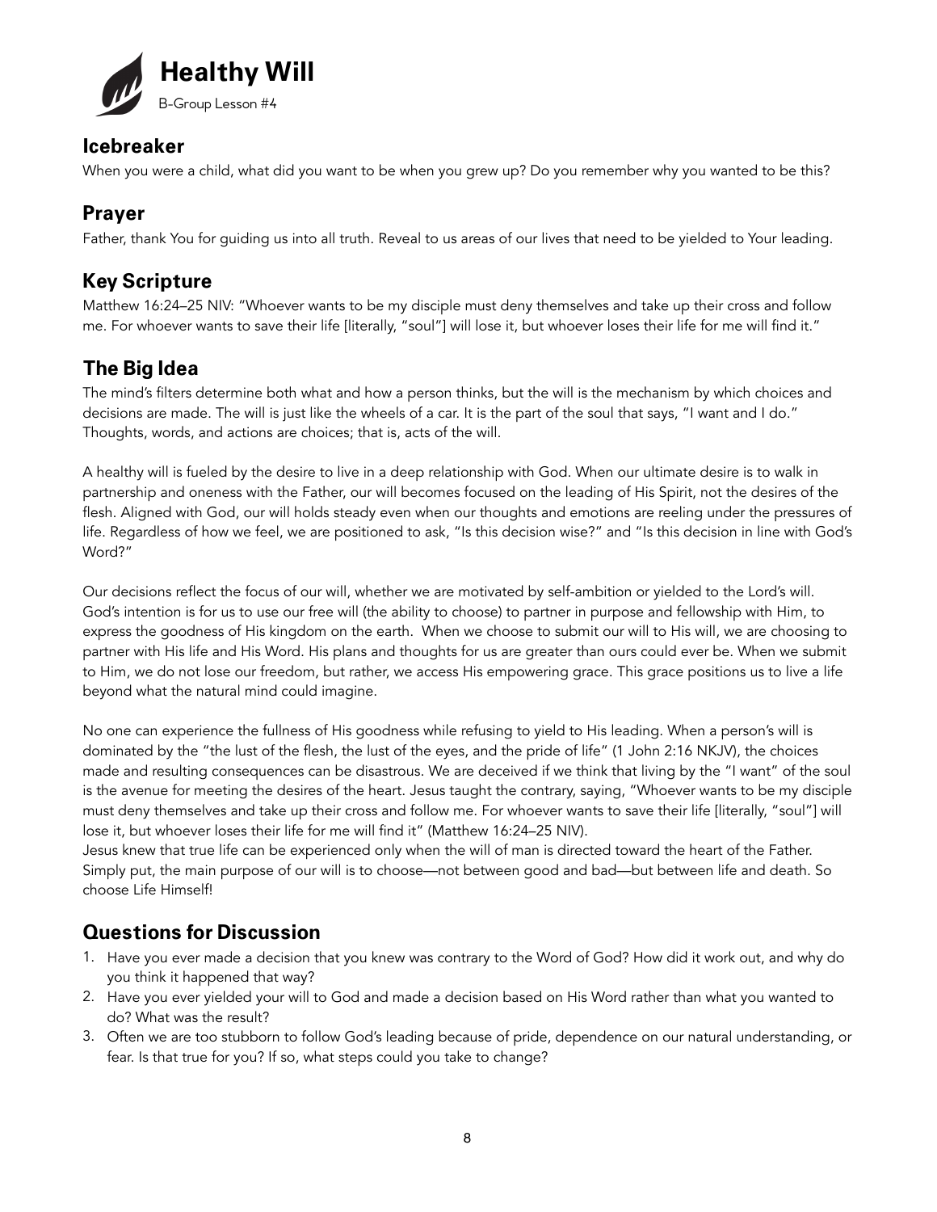# Healthy Will

B-Group Lesson #4

## Icebreaker

When you were a child, what did you want to be when you grew up? Do you remember why you wanted to be this?

## Prayer

Father, thank You for guiding us into all truth. Reveal to us areas of our lives that need to be yielded to Your leading.

## Key Scripture

Matthew 16:24–25 NIV: "Whoever wants to be my disciple must deny themselves and take up their cross and follow me. For whoever wants to save their life [literally, "soul"] will lose it, but whoever loses their life for me will find it."

## The Big Idea

The mind's filters determine both what and how a person thinks, but the will is the mechanism by which choices and decisions are made. The will is just like the wheels of a car. It is the part of the soul that says, "I want and I do." Thoughts, words, and actions are choices; that is, acts of the will.

A healthy will is fueled by the desire to live in a deep relationship with God. When our ultimate desire is to walk in partnership and oneness with the Father, our will becomes focused on the leading of His Spirit, not the desires of the flesh. Aligned with God, our will holds steady even when our thoughts and emotions are reeling under the pressures of life. Regardless of how we feel, we are positioned to ask, "Is this decision wise?" and "Is this decision in line with God's Word?"

Our decisions reflect the focus of our will, whether we are motivated by self-ambition or yielded to the Lord's will. God's intention is for us to use our free will (the ability to choose) to partner in purpose and fellowship with Him, to express the goodness of His kingdom on the earth. When we choose to submit our will to His will, we are choosing to partner with His life and His Word. His plans and thoughts for us are greater than ours could ever be. When we submit to Him, we do not lose our freedom, but rather, we access His empowering grace. This grace positions us to live a life beyond what the natural mind could imagine.

No one can experience the fullness of His goodness while refusing to yield to His leading. When a person's will is dominated by the "the lust of the flesh, the lust of the eyes, and the pride of life" (1 John 2:16 NKJV), the choices made and resulting consequences can be disastrous. We are deceived if we think that living by the "I want" of the soul is the avenue for meeting the desires of the heart. Jesus taught the contrary, saying, "Whoever wants to be my disciple must deny themselves and take up their cross and follow me. For whoever wants to save their life [literally, "soul"] will lose it, but whoever loses their life for me will find it" (Matthew 16:24–25 NIV).

Jesus knew that true life can be experienced only when the will of man is directed toward the heart of the Father. Simply put, the main purpose of our will is to choose—not between good and bad—but between life and death. So choose Life Himself!

## Questions for Discussion

1. Have you ever made a decision that you knew was contrary to the Word of God? How did it work out, and why do you think it happened that way?
2. Have you ever yielded your will to God and made a decision based on His Word rather than what you wanted to do? What was the result?
3. Often we are too stubborn to follow God's leading because of pride, dependence on our natural understanding, or fear. Is that true for you? If so, what steps could you take to change?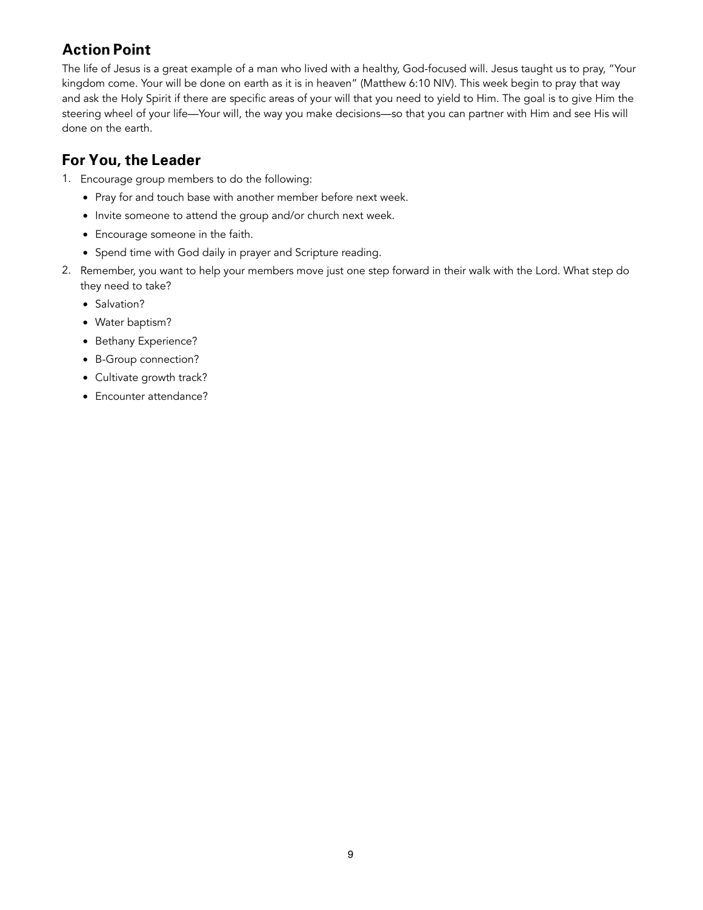## Action Point

The life of Jesus is a great example of a man who lived with a healthy, God-focused will. Jesus taught us to pray, "Your kingdom come. Your will be done on earth as it is in heaven" (Matthew 6:10 NIV). This week begin to pray that way and ask the Holy Spirit if there are specific areas of your will that you need to yield to Him. The goal is to give Him the steering wheel of your life—Your will, the way you make decisions—so that you can partner with Him and see His will done on the earth.

## For You, the Leader

1. Encourage group members to do the following:
   - Pray for and touch base with another member before next week.
   - Invite someone to attend the group and/or church next week.
   - Encourage someone in the faith.
   - Spend time with God daily in prayer and Scripture reading.
2. Remember, you want to help your members move just one step forward in their walk with the Lord. What step do they need to take?
   - Salvation?
   - Water baptism?
   - Bethany Experience?
   - B-Group connection?
   - Cultivate growth track?
   - Encounter attendance?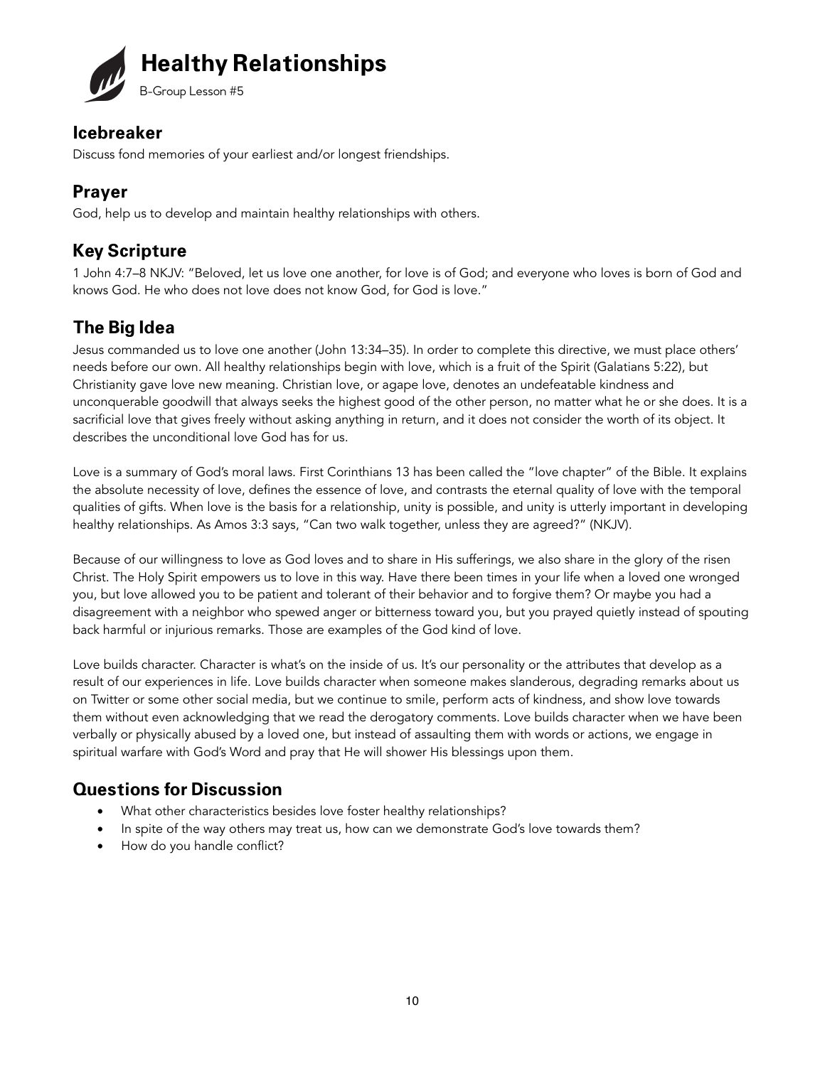# Healthy Relationships

B-Group Lesson #5

## Icebreaker

Discuss fond memories of your earliest and/or longest friendships.

## Prayer

God, help us to develop and maintain healthy relationships with others.

## Key Scripture

1 John 4:7–8 NKJV: "Beloved, let us love one another, for love is of God; and everyone who loves is born of God and knows God. He who does not love does not know God, for God is love."

## The Big Idea

Jesus commanded us to love one another (John 13:34–35). In order to complete this directive, we must place others' needs before our own. All healthy relationships begin with love, which is a fruit of the Spirit (Galatians 5:22), but Christianity gave love new meaning. Christian love, or agape love, denotes an undefeatable kindness and unconquerable goodwill that always seeks the highest good of the other person, no matter what he or she does. It is a sacrificial love that gives freely without asking anything in return, and it does not consider the worth of its object. It describes the unconditional love God has for us.

Love is a summary of God's moral laws. First Corinthians 13 has been called the "love chapter" of the Bible. It explains the absolute necessity of love, defines the essence of love, and contrasts the eternal quality of love with the temporal qualities of gifts. When love is the basis for a relationship, unity is possible, and unity is utterly important in developing healthy relationships. As Amos 3:3 says, "Can two walk together, unless they are agreed?" (NKJV).

Because of our willingness to love as God loves and to share in His sufferings, we also share in the glory of the risen Christ. The Holy Spirit empowers us to love in this way. Have there been times in your life when a loved one wronged you, but love allowed you to be patient and tolerant of their behavior and to forgive them? Or maybe you had a disagreement with a neighbor who spewed anger or bitterness toward you, but you prayed quietly instead of spouting back harmful or injurious remarks. Those are examples of the God kind of love.

Love builds character. Character is what's on the inside of us. It's our personality or the attributes that develop as a result of our experiences in life. Love builds character when someone makes slanderous, degrading remarks about us on Twitter or some other social media, but we continue to smile, perform acts of kindness, and show love towards them without even acknowledging that we read the derogatory comments. Love builds character when we have been verbally or physically abused by a loved one, but instead of assaulting them with words or actions, we engage in spiritual warfare with God's Word and pray that He will shower His blessings upon them.

## Questions for Discussion

- What other characteristics besides love foster healthy relationships?
- In spite of the way others may treat us, how can we demonstrate God's love towards them?
- How do you handle conflict?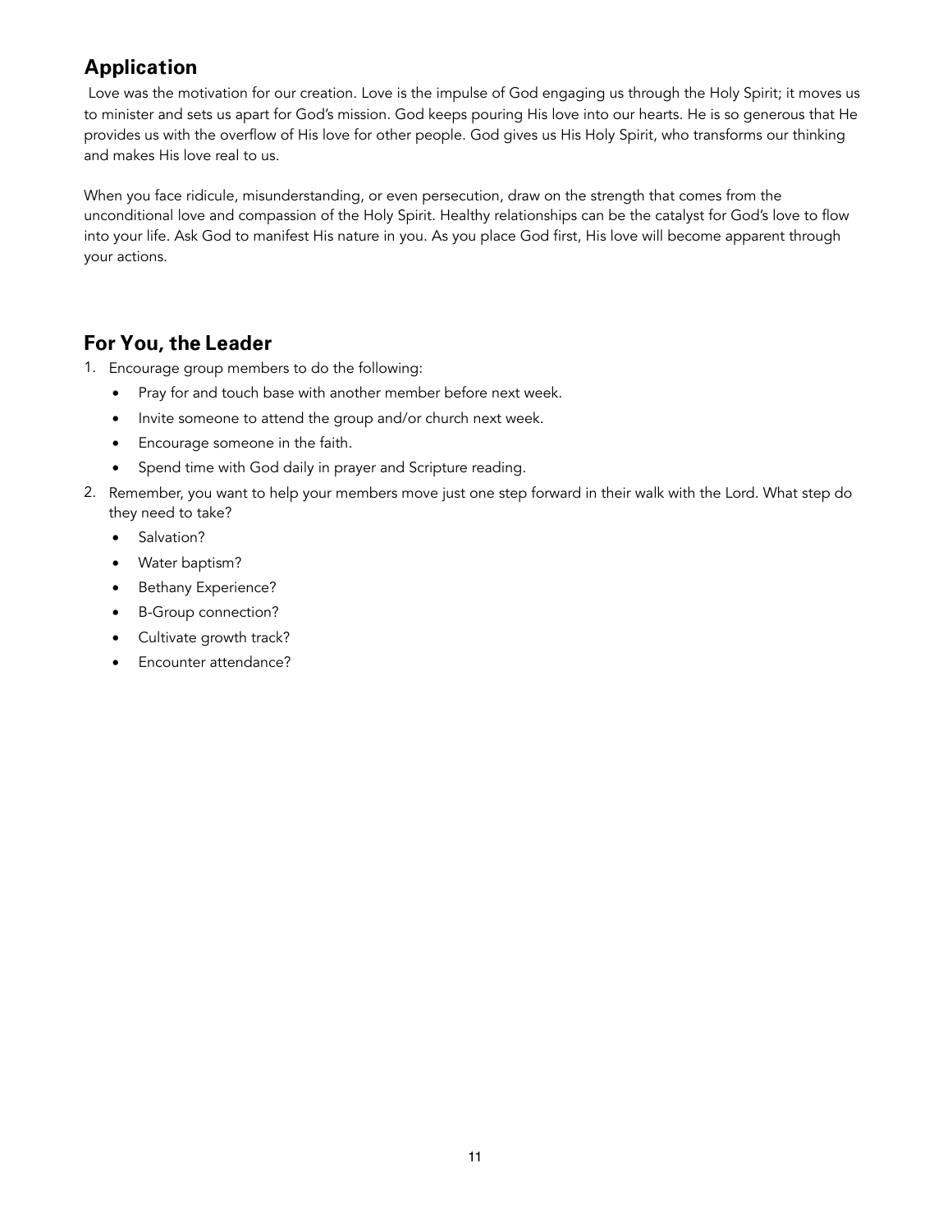## Application

Love was the motivation for our creation. Love is the impulse of God engaging us through the Holy Spirit; it moves us to minister and sets us apart for God's mission. God keeps pouring His love into our hearts. He is so generous that He provides us with the overflow of His love for other people. God gives us His Holy Spirit, who transforms our thinking and makes His love real to us.

When you face ridicule, misunderstanding, or even persecution, draw on the strength that comes from the unconditional love and compassion of the Holy Spirit. Healthy relationships can be the catalyst for God's love to flow into your life. Ask God to manifest His nature in you. As you place God first, His love will become apparent through your actions.

## For You, the Leader

1. Encourage group members to do the following:
    - Pray for and touch base with another member before next week.
    - Invite someone to attend the group and/or church next week.
    - Encourage someone in the faith.
    - Spend time with God daily in prayer and Scripture reading.
2. Remember, you want to help your members move just one step forward in their walk with the Lord. What step do they need to take?
    - Salvation?
    - Water baptism?
    - Bethany Experience?
    - B-Group connection?
    - Cultivate growth track?
    - Encounter attendance?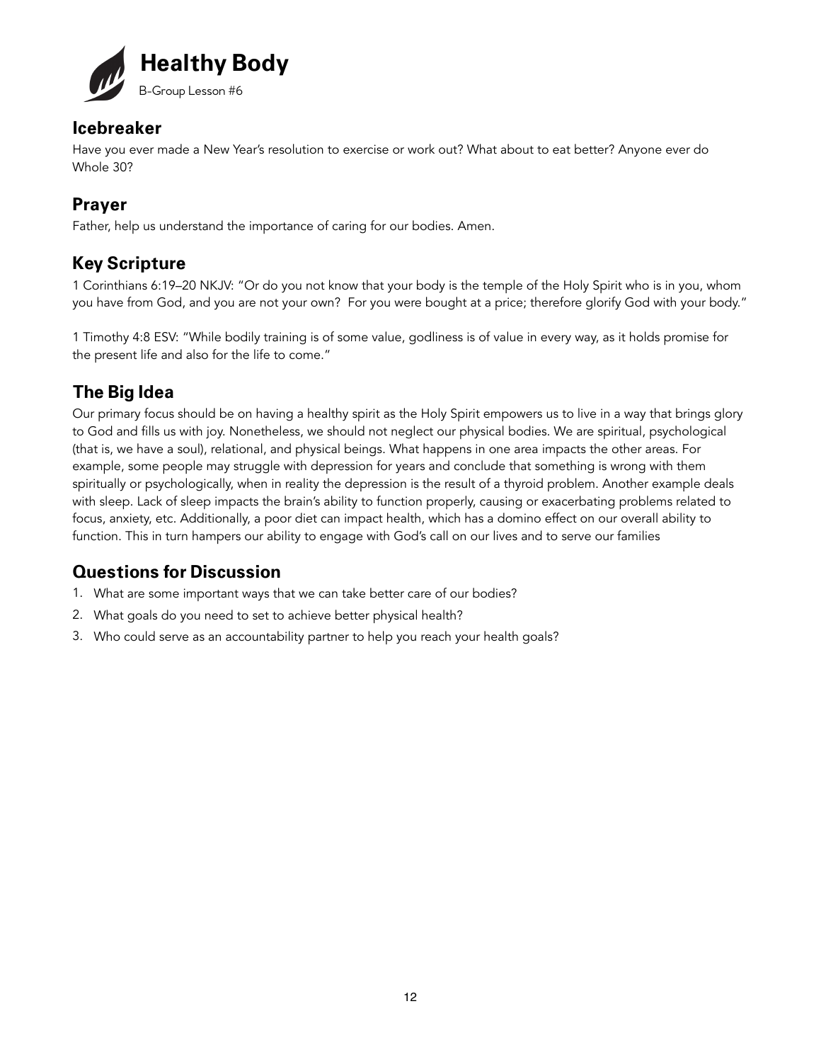# Healthy Body

B-Group Lesson #6

## Icebreaker

Have you ever made a New Year's resolution to exercise or work out? What about to eat better? Anyone ever do Whole 30?

## Prayer

Father, help us understand the importance of caring for our bodies. Amen.

## Key Scripture

1 Corinthians 6:19–20 NKJV: "Or do you not know that your body is the temple of the Holy Spirit who is in you, whom you have from God, and you are not your own? For you were bought at a price; therefore glorify God with your body."

1 Timothy 4:8 ESV: "While bodily training is of some value, godliness is of value in every way, as it holds promise for the present life and also for the life to come."

## The Big Idea

Our primary focus should be on having a healthy spirit as the Holy Spirit empowers us to live in a way that brings glory to God and fills us with joy. Nonetheless, we should not neglect our physical bodies. We are spiritual, psychological (that is, we have a soul), relational, and physical beings. What happens in one area impacts the other areas. For example, some people may struggle with depression for years and conclude that something is wrong with them spiritually or psychologically, when in reality the depression is the result of a thyroid problem. Another example deals with sleep. Lack of sleep impacts the brain's ability to function properly, causing or exacerbating problems related to focus, anxiety, etc. Additionally, a poor diet can impact health, which has a domino effect on our overall ability to function. This in turn hampers our ability to engage with God's call on our lives and to serve our families

## Questions for Discussion

1. What are some important ways that we can take better care of our bodies?
2. What goals do you need to set to achieve better physical health?
3. Who could serve as an accountability partner to help you reach your health goals?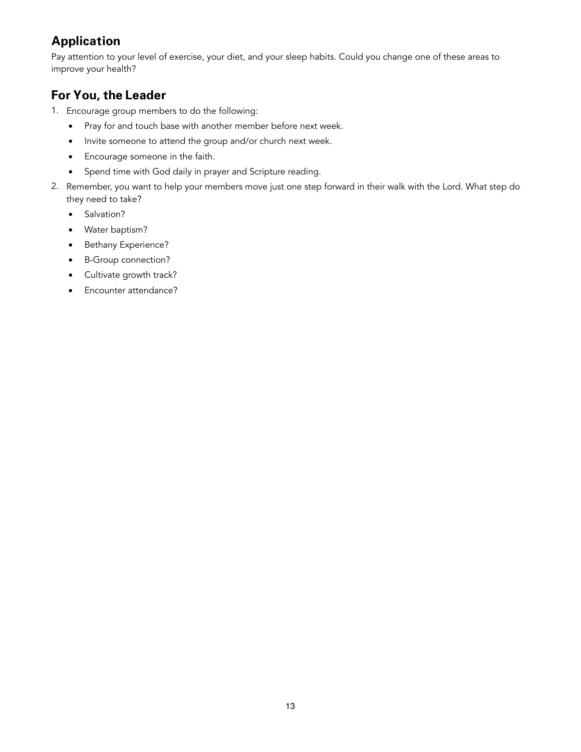## Application

Pay attention to your level of exercise, your diet, and your sleep habits. Could you change one of these areas to improve your health?

## For You, the Leader

1. Encourage group members to do the following:
   - Pray for and touch base with another member before next week.
   - Invite someone to attend the group and/or church next week.
   - Encourage someone in the faith.
   - Spend time with God daily in prayer and Scripture reading.
2. Remember, you want to help your members move just one step forward in their walk with the Lord. What step do they need to take?
   - Salvation?
   - Water baptism?
   - Bethany Experience?
   - B-Group connection?
   - Cultivate growth track?
   - Encounter attendance?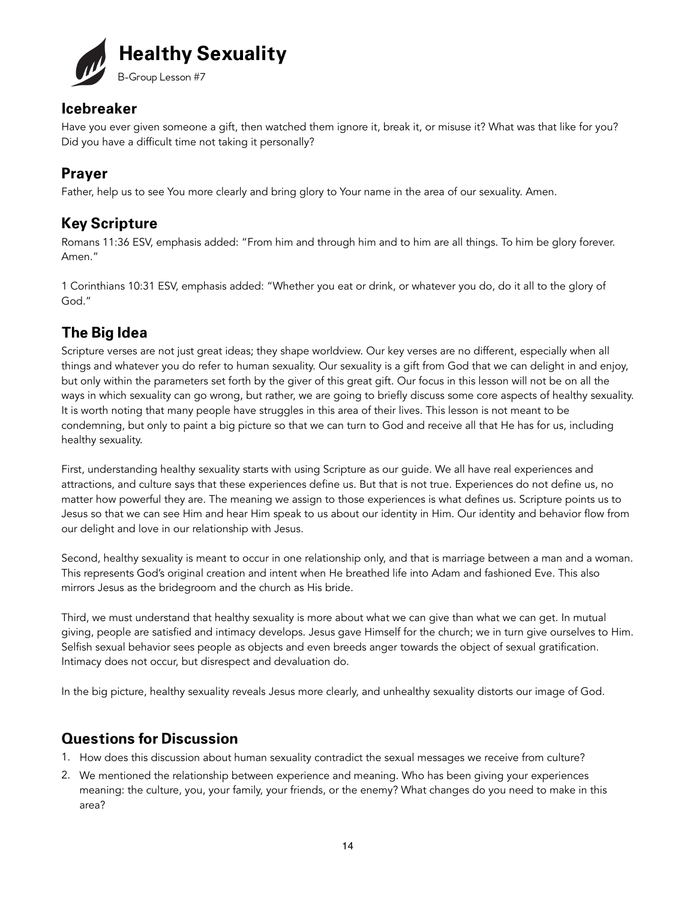# Healthy Sexuality

B-Group Lesson #7

## Icebreaker

Have you ever given someone a gift, then watched them ignore it, break it, or misuse it? What was that like for you? Did you have a difficult time not taking it personally?

## Prayer

Father, help us to see You more clearly and bring glory to Your name in the area of our sexuality. Amen.

## Key Scripture

Romans 11:36 ESV, emphasis added: "From him and through him and to him are all things. To him be glory forever. Amen."

1 Corinthians 10:31 ESV, emphasis added: "Whether you eat or drink, or whatever you do, do it all to the glory of God."

## The Big Idea

Scripture verses are not just great ideas; they shape worldview. Our key verses are no different, especially when all things and whatever you do refer to human sexuality. Our sexuality is a gift from God that we can delight in and enjoy, but only within the parameters set forth by the giver of this great gift. Our focus in this lesson will not be on all the ways in which sexuality can go wrong, but rather, we are going to briefly discuss some core aspects of healthy sexuality. It is worth noting that many people have struggles in this area of their lives. This lesson is not meant to be condemning, but only to paint a big picture so that we can turn to God and receive all that He has for us, including healthy sexuality.

First, understanding healthy sexuality starts with using Scripture as our guide. We all have real experiences and attractions, and culture says that these experiences define us. But that is not true. Experiences do not define us, no matter how powerful they are. The meaning we assign to those experiences is what defines us. Scripture points us to Jesus so that we can see Him and hear Him speak to us about our identity in Him. Our identity and behavior flow from our delight and love in our relationship with Jesus.

Second, healthy sexuality is meant to occur in one relationship only, and that is marriage between a man and a woman. This represents God's original creation and intent when He breathed life into Adam and fashioned Eve. This also mirrors Jesus as the bridegroom and the church as His bride.

Third, we must understand that healthy sexuality is more about what we can give than what we can get. In mutual giving, people are satisfied and intimacy develops. Jesus gave Himself for the church; we in turn give ourselves to Him. Selfish sexual behavior sees people as objects and even breeds anger towards the object of sexual gratification. Intimacy does not occur, but disrespect and devaluation do.

In the big picture, healthy sexuality reveals Jesus more clearly, and unhealthy sexuality distorts our image of God.

## Questions for Discussion

1. How does this discussion about human sexuality contradict the sexual messages we receive from culture?
2. We mentioned the relationship between experience and meaning. Who has been giving your experiences meaning: the culture, you, your family, your friends, or the enemy? What changes do you need to make in this area?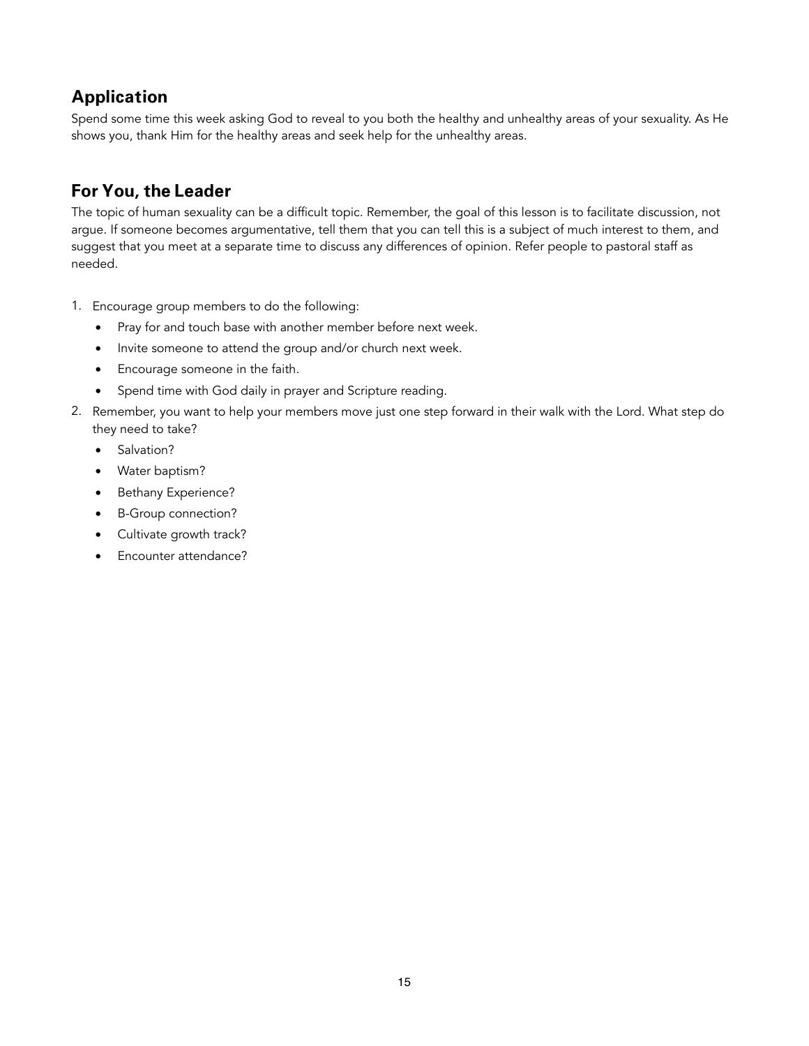## Application

Spend some time this week asking God to reveal to you both the healthy and unhealthy areas of your sexuality. As He shows you, thank Him for the healthy areas and seek help for the unhealthy areas.

## For You, the Leader

The topic of human sexuality can be a difficult topic. Remember, the goal of this lesson is to facilitate discussion, not argue. If someone becomes argumentative, tell them that you can tell this is a subject of much interest to them, and suggest that you meet at a separate time to discuss any differences of opinion. Refer people to pastoral staff as needed.

1. Encourage group members to do the following:
   - Pray for and touch base with another member before next week.
   - Invite someone to attend the group and/or church next week.
   - Encourage someone in the faith.
   - Spend time with God daily in prayer and Scripture reading.
2. Remember, you want to help your members move just one step forward in their walk with the Lord. What step do they need to take?
   - Salvation?
   - Water baptism?
   - Bethany Experience?
   - B-Group connection?
   - Cultivate growth track?
   - Encounter attendance?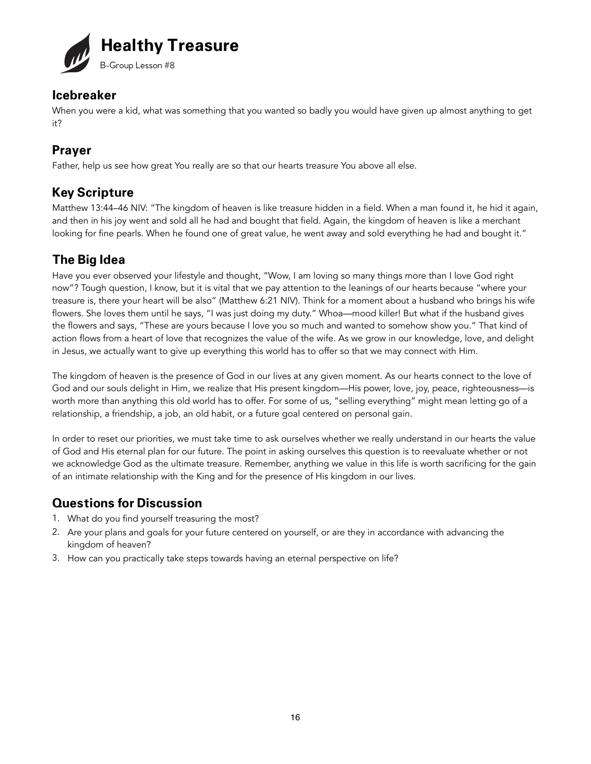# Healthy Treasure

B-Group Lesson #8

## Icebreaker

When you were a kid, what was something that you wanted so badly you would have given up almost anything to get it?

## Prayer

Father, help us see how great You really are so that our hearts treasure You above all else.

## Key Scripture

Matthew 13:44–46 NIV: "The kingdom of heaven is like treasure hidden in a field. When a man found it, he hid it again, and then in his joy went and sold all he had and bought that field. Again, the kingdom of heaven is like a merchant looking for fine pearls. When he found one of great value, he went away and sold everything he had and bought it."

## The Big Idea

Have you ever observed your lifestyle and thought, "Wow, I am loving so many things more than I love God right now"? Tough question, I know, but it is vital that we pay attention to the leanings of our hearts because "where your treasure is, there your heart will be also" (Matthew 6:21 NIV). Think for a moment about a husband who brings his wife flowers. She loves them until he says, "I was just doing my duty." Whoa—mood killer! But what if the husband gives the flowers and says, "These are yours because I love you so much and wanted to somehow show you." That kind of action flows from a heart of love that recognizes the value of the wife. As we grow in our knowledge, love, and delight in Jesus, we actually want to give up everything this world has to offer so that we may connect with Him.

The kingdom of heaven is the presence of God in our lives at any given moment. As our hearts connect to the love of God and our souls delight in Him, we realize that His present kingdom—His power, love, joy, peace, righteousness—is worth more than anything this old world has to offer. For some of us, "selling everything" might mean letting go of a relationship, a friendship, a job, an old habit, or a future goal centered on personal gain.

In order to reset our priorities, we must take time to ask ourselves whether we really understand in our hearts the value of God and His eternal plan for our future. The point in asking ourselves this question is to reevaluate whether or not we acknowledge God as the ultimate treasure. Remember, anything we value in this life is worth sacrificing for the gain of an intimate relationship with the King and for the presence of His kingdom in our lives.

## Questions for Discussion

1. What do you find yourself treasuring the most?
2. Are your plans and goals for your future centered on yourself, or are they in accordance with advancing the kingdom of heaven?
3. How can you practically take steps towards having an eternal perspective on life?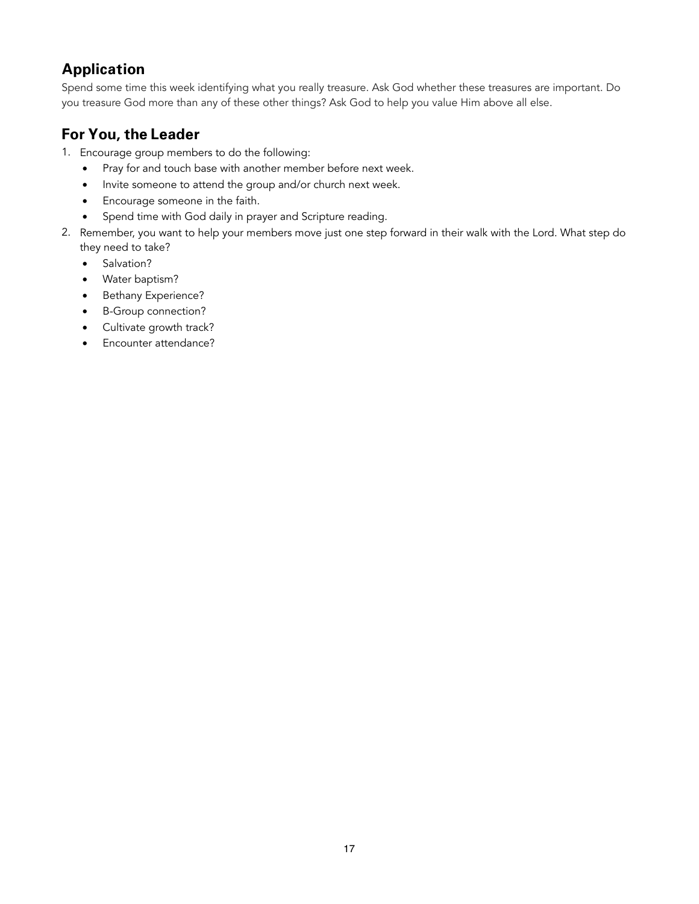## Application

Spend some time this week identifying what you really treasure. Ask God whether these treasures are important. Do you treasure God more than any of these other things? Ask God to help you value Him above all else.

## For You, the Leader

1. Encourage group members to do the following:
   - Pray for and touch base with another member before next week.
   - Invite someone to attend the group and/or church next week.
   - Encourage someone in the faith.
   - Spend time with God daily in prayer and Scripture reading.
2. Remember, you want to help your members move just one step forward in their walk with the Lord. What step do they need to take?
   - Salvation?
   - Water baptism?
   - Bethany Experience?
   - B-Group connection?
   - Cultivate growth track?
   - Encounter attendance?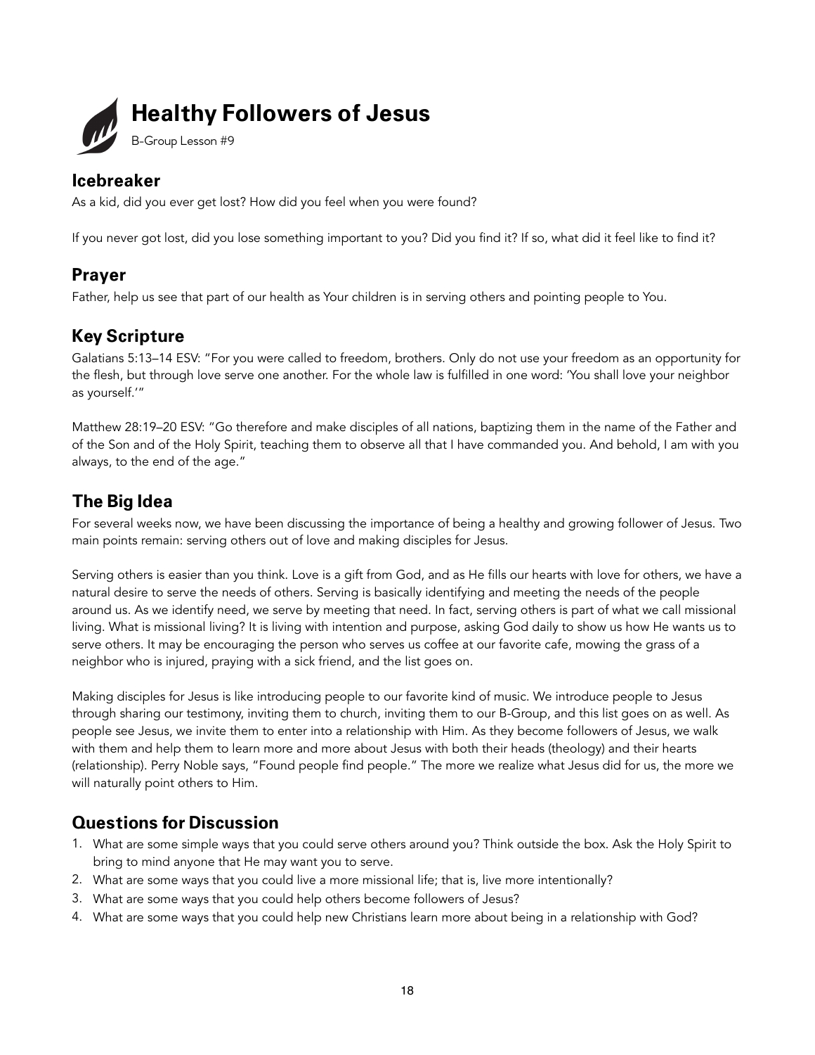# Healthy Followers of Jesus

B-Group Lesson #9

## Icebreaker

As a kid, did you ever get lost? How did you feel when you were found?

If you never got lost, did you lose something important to you? Did you find it? If so, what did it feel like to find it?

## Prayer

Father, help us see that part of our health as Your children is in serving others and pointing people to You.

## Key Scripture

Galatians 5:13–14 ESV: "For you were called to freedom, brothers. Only do not use your freedom as an opportunity for the flesh, but through love serve one another. For the whole law is fulfilled in one word: 'You shall love your neighbor as yourself.'"

Matthew 28:19–20 ESV: "Go therefore and make disciples of all nations, baptizing them in the name of the Father and of the Son and of the Holy Spirit, teaching them to observe all that I have commanded you. And behold, I am with you always, to the end of the age."

## The Big Idea

For several weeks now, we have been discussing the importance of being a healthy and growing follower of Jesus. Two main points remain: serving others out of love and making disciples for Jesus.

Serving others is easier than you think. Love is a gift from God, and as He fills our hearts with love for others, we have a natural desire to serve the needs of others. Serving is basically identifying and meeting the needs of the people around us. As we identify need, we serve by meeting that need. In fact, serving others is part of what we call missional living. What is missional living? It is living with intention and purpose, asking God daily to show us how He wants us to serve others. It may be encouraging the person who serves us coffee at our favorite cafe, mowing the grass of a neighbor who is injured, praying with a sick friend, and the list goes on.

Making disciples for Jesus is like introducing people to our favorite kind of music. We introduce people to Jesus through sharing our testimony, inviting them to church, inviting them to our B-Group, and this list goes on as well. As people see Jesus, we invite them to enter into a relationship with Him. As they become followers of Jesus, we walk with them and help them to learn more and more about Jesus with both their heads (theology) and their hearts (relationship). Perry Noble says, "Found people find people." The more we realize what Jesus did for us, the more we will naturally point others to Him.

## Questions for Discussion

1. What are some simple ways that you could serve others around you? Think outside the box. Ask the Holy Spirit to bring to mind anyone that He may want you to serve.
2. What are some ways that you could live a more missional life; that is, live more intentionally?
3. What are some ways that you could help others become followers of Jesus?
4. What are some ways that you could help new Christians learn more about being in a relationship with God?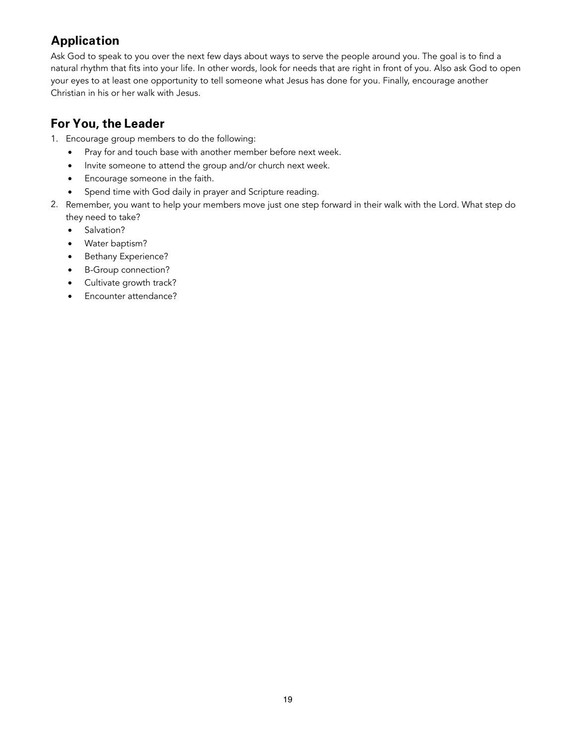## Application

Ask God to speak to you over the next few days about ways to serve the people around you. The goal is to find a natural rhythm that fits into your life. In other words, look for needs that are right in front of you. Also ask God to open your eyes to at least one opportunity to tell someone what Jesus has done for you. Finally, encourage another Christian in his or her walk with Jesus.

## For You, the Leader

1. Encourage group members to do the following:
   - Pray for and touch base with another member before next week.
   - Invite someone to attend the group and/or church next week.
   - Encourage someone in the faith.
   - Spend time with God daily in prayer and Scripture reading.
2. Remember, you want to help your members move just one step forward in their walk with the Lord. What step do they need to take?
   - Salvation?
   - Water baptism?
   - Bethany Experience?
   - B-Group connection?
   - Cultivate growth track?
   - Encounter attendance?